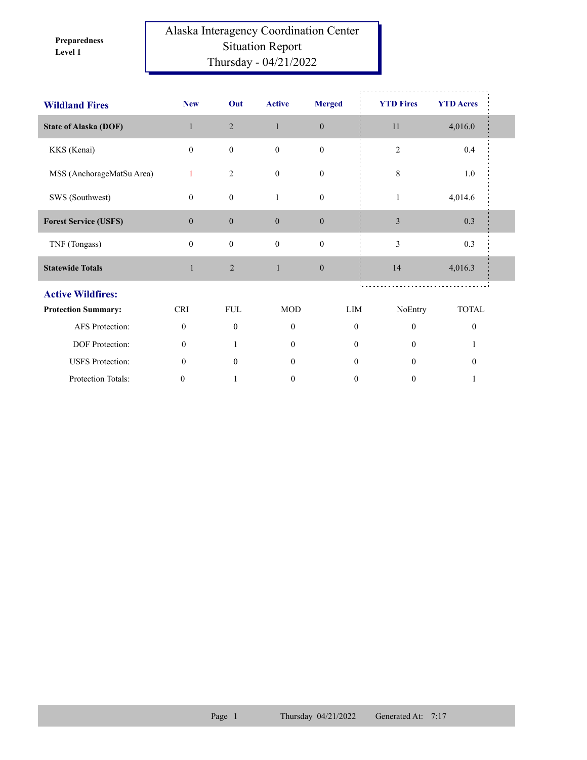**Preparedness Level 1**

# Alaska Interagency Coordination Center
## Situation Report
## Thursday - 04/21/2022

| Wildland Fires | New | Out | Active | Merged | YTD Fires | YTD Acres |
|---|---|---|---|---|---|---|
| **State of Alaska (DOF)** | 1 | 2 | 1 | 0 | 11 | 4,016.0 |
| KKS (Kenai) | 0 | 0 | 0 | 0 | 2 | 0.4 |
| MSS (AnchorageMatSu Area) | 1 | 2 | 0 | 0 | 8 | 1.0 |
| SWS (Southwest) | 0 | 0 | 1 | 0 | 1 | 4,014.6 |
| **Forest Service (USFS)** | 0 | 0 | 0 | 0 | 3 | 0.3 |
| TNF (Tongass) | 0 | 0 | 0 | 0 | 3 | 0.3 |
| **Statewide Totals** | 1 | 2 | 1 | 0 | 14 | 4,016.3 |

## Active Wildfires:

| Protection Summary: | CRI | FUL | MOD | LIM | NoEntry | TOTAL |
|---|---|---|---|---|---|---|
| AFS Protection: | 0 | 0 | 0 | 0 | 0 | 0 |
| DOF Protection: | 0 | 1 | 0 | 0 | 0 | 1 |
| USFS Protection: | 0 | 0 | 0 | 0 | 0 | 0 |
| Protection Totals: | 0 | 1 | 0 | 0 | 0 | 1 |

Thursday 04/21/2022 Generated At: 7:17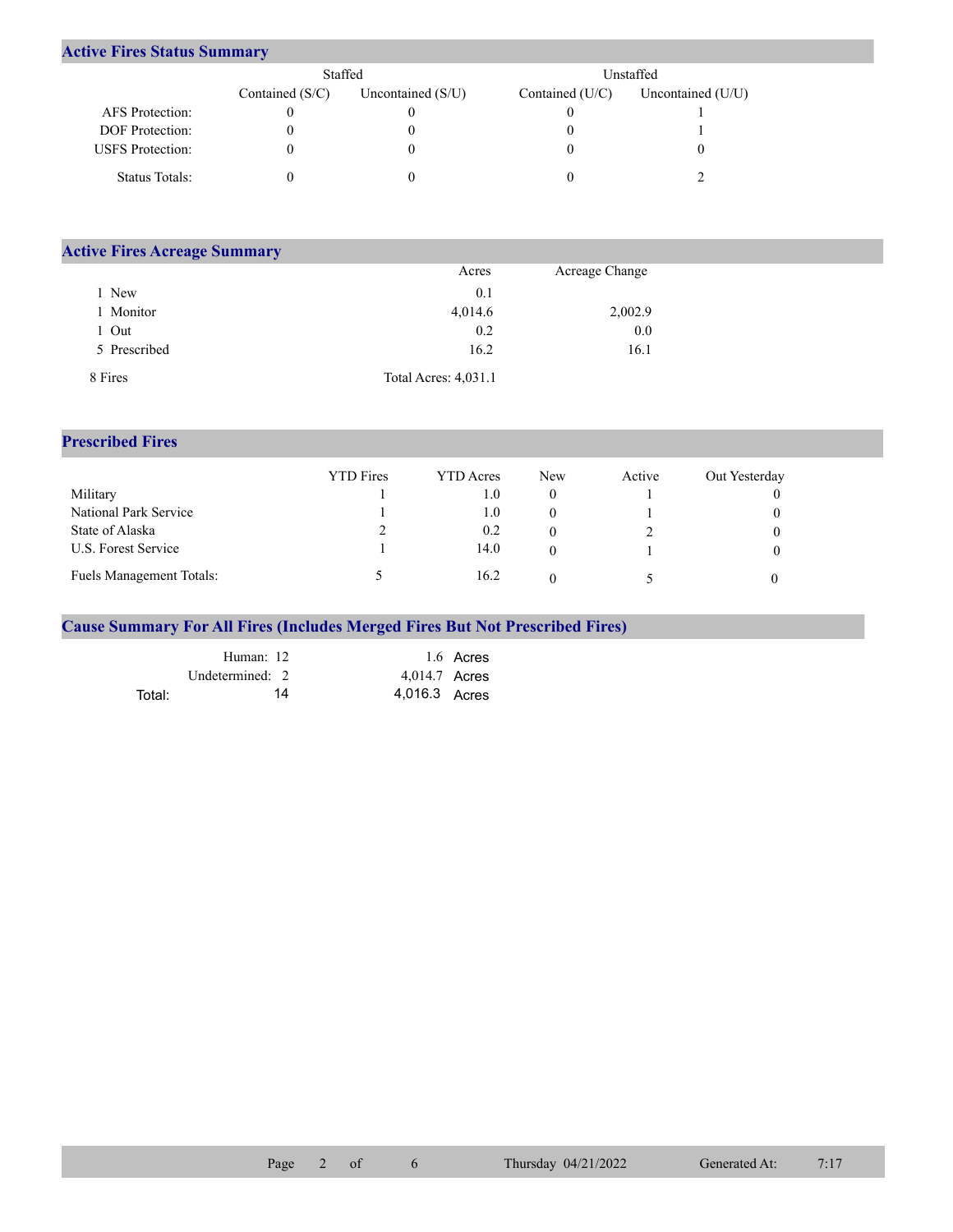## Active Fires Status Summary

| | Staffed | | Unstaffed | |
|---|---|---|---|---|
| | Contained (S/C) | Uncontained (S/U) | Contained (U/C) | Uncontained (U/U) |
| AFS Protection: | 0 | 0 | 0 | 1 |
| DOF Protection: | 0 | 0 | 0 | 1 |
| USFS Protection: | 0 | 0 | 0 | 0 |
| Status Totals: | 0 | 0 | 0 | 2 |

## Active Fires Acreage Summary

| | Acres | Acreage Change |
|---|---|---|
| 1 New | 0.1 | |
| 1 Monitor | 4,014.6 | 2,002.9 |
| 1 Out | 0.2 | 0.0 |
| 5 Prescribed | 16.2 | 16.1 |
| 8 Fires | Total Acres: 4,031.1 | |

## Prescribed Fires

| | YTD Fires | YTD Acres | New | Active | Out Yesterday |
|---|---|---|---|---|---|
| Military | 1 | 1.0 | 0 | 1 | 0 |
| National Park Service | 1 | 1.0 | 0 | 1 | 0 |
| State of Alaska | 2 | 0.2 | 0 | 2 | 0 |
| U.S. Forest Service | 1 | 14.0 | 0 | 1 | 0 |
| Fuels Management Totals: | 5 | 16.2 | 0 | 5 | 0 |

## Cause Summary For All Fires (Includes Merged Fires But Not Prescribed Fires)

| | | |
|---|---|---|
| Human: | 12 | 1.6 Acres |
| Undetermined: | 2 | 4,014.7 Acres |
| Total: | 14 | 4,016.3 Acres |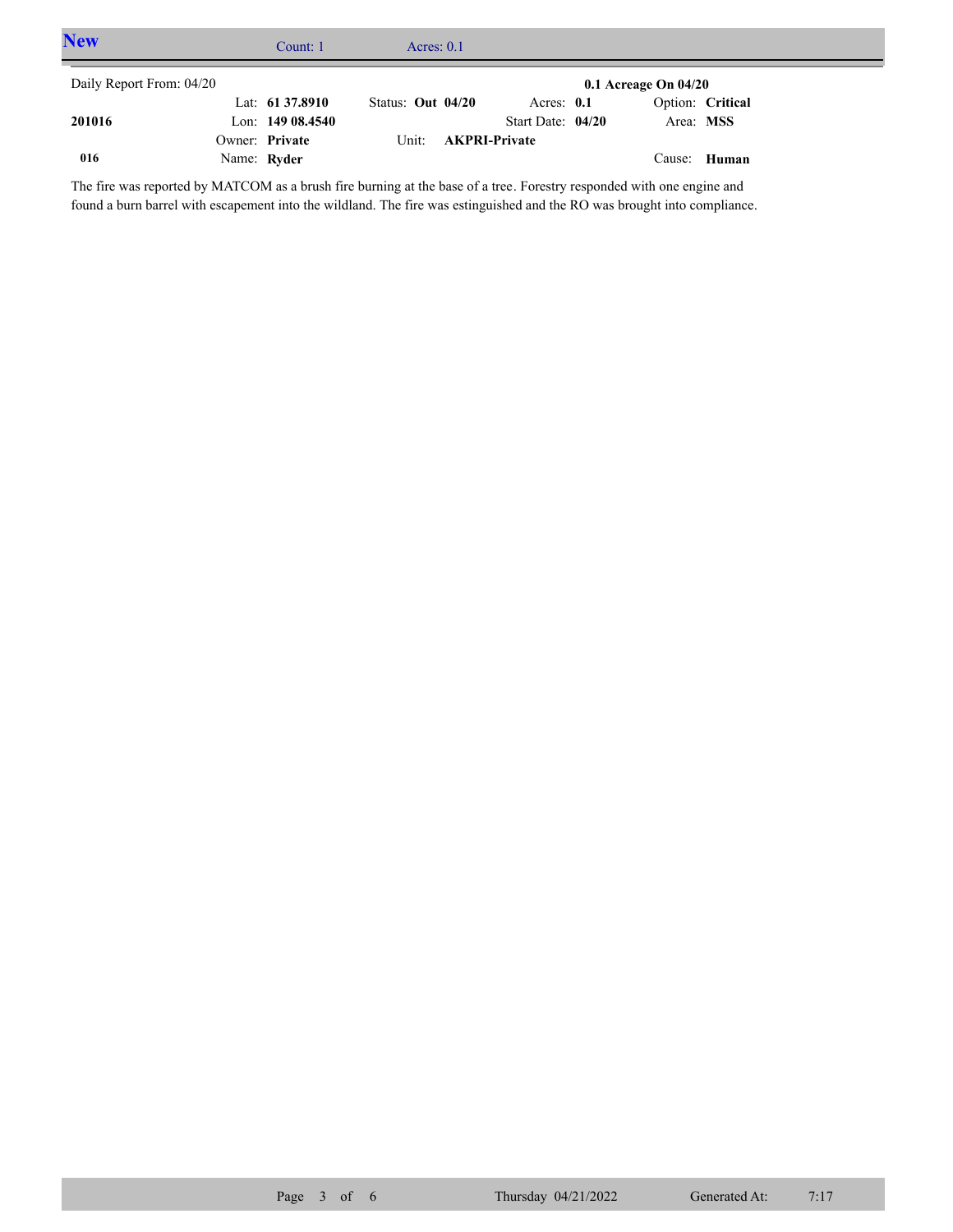## New

Count: 1 Acres: 0.1

| Daily Report From: 04/20 | | | | | | | | 0.1 Acreage On 04/20 | |
|---|---|---|---|---|---|---|---|---|---|
| | Lat: | **61 37.8910** | Status: | **Out 04/20** | Acres: | **0.1** | | Option: | **Critical** |
| **201016** | Lon: | **149 08.4540** | | | Start Date: | **04/20** | | Area: | **MSS** |
| | Owner: | **Private** | Unit: | **AKPRI-Private** | | | | | |
| **016** | Name: | **Ryder** | | | | | | Cause: | **Human** |

The fire was reported by MATCOM as a brush fire burning at the base of a tree. Forestry responded with one engine and found a burn barrel with escapement into the wildland. The fire was estinguished and the RO was brought into compliance.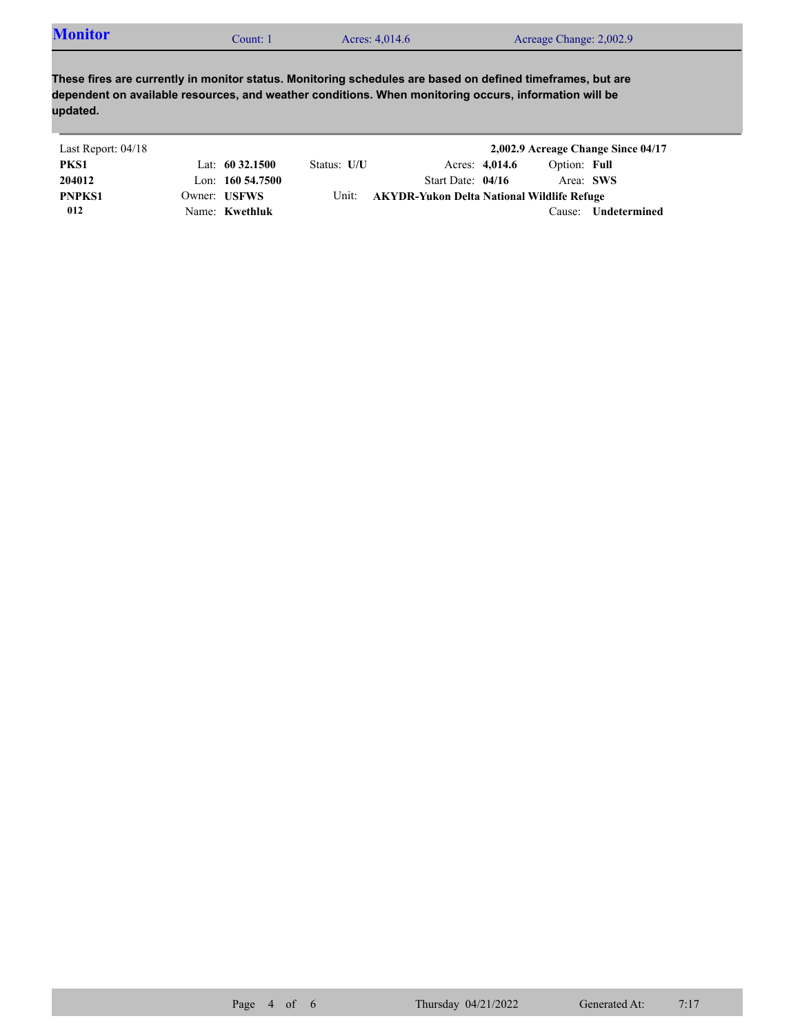## Monitor

Count: 1 | Acres: 4,014.6 | Acreage Change: 2,002.9

**These fires are currently in monitor status. Monitoring schedules are based on defined timeframes, but are dependent on available resources, and weather conditions. When monitoring occurs, information will be updated.**

Last Report: 04/18 — **2,002.9 Acreage Change Since 04/17**

| | | | | |
|---|---|---|---|---|
| **PKS1** | Lat: **60 32.1500** | Status: **U/U** | Acres: **4,014.6** | Option: **Full** |
| **204012** | Lon: **160 54.7500** | | Start Date: **04/16** | Area: **SWS** |
| **PNPKS1** | Owner: **USFWS** | Unit: **AKYDR-Yukon Delta National Wildlife Refuge** | | |
| **012** | Name: **Kwethluk** | | | Cause: **Undetermined** |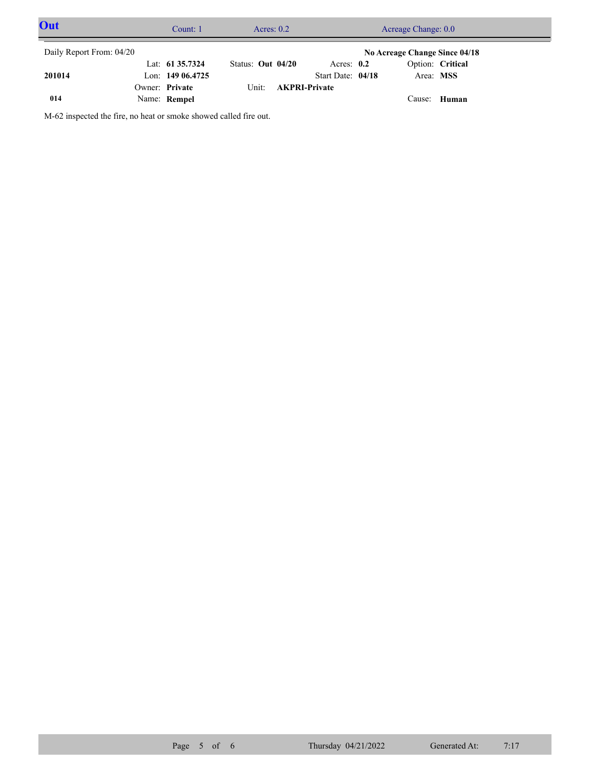## Out

Count: 1 | Acres: 0.2 | Acreage Change: 0.0

Daily Report From: 04/20

**No Acreage Change Since 04/18**

| | | | | |
|---|---|---|---|---|
| | Lat: **61 35.7324** | Status: **Out 04/20** | Acres: **0.2** | Option: **Critical** |
| **201014** | Lon: **149 06.4725** | | Start Date: **04/18** | Area: **MSS** |
| | Owner: **Private** | Unit: **AKPRI-Private** | | |
| **014** | Name: **Rempel** | | | Cause: **Human** |

M-62 inspected the fire, no heat or smoke showed called fire out.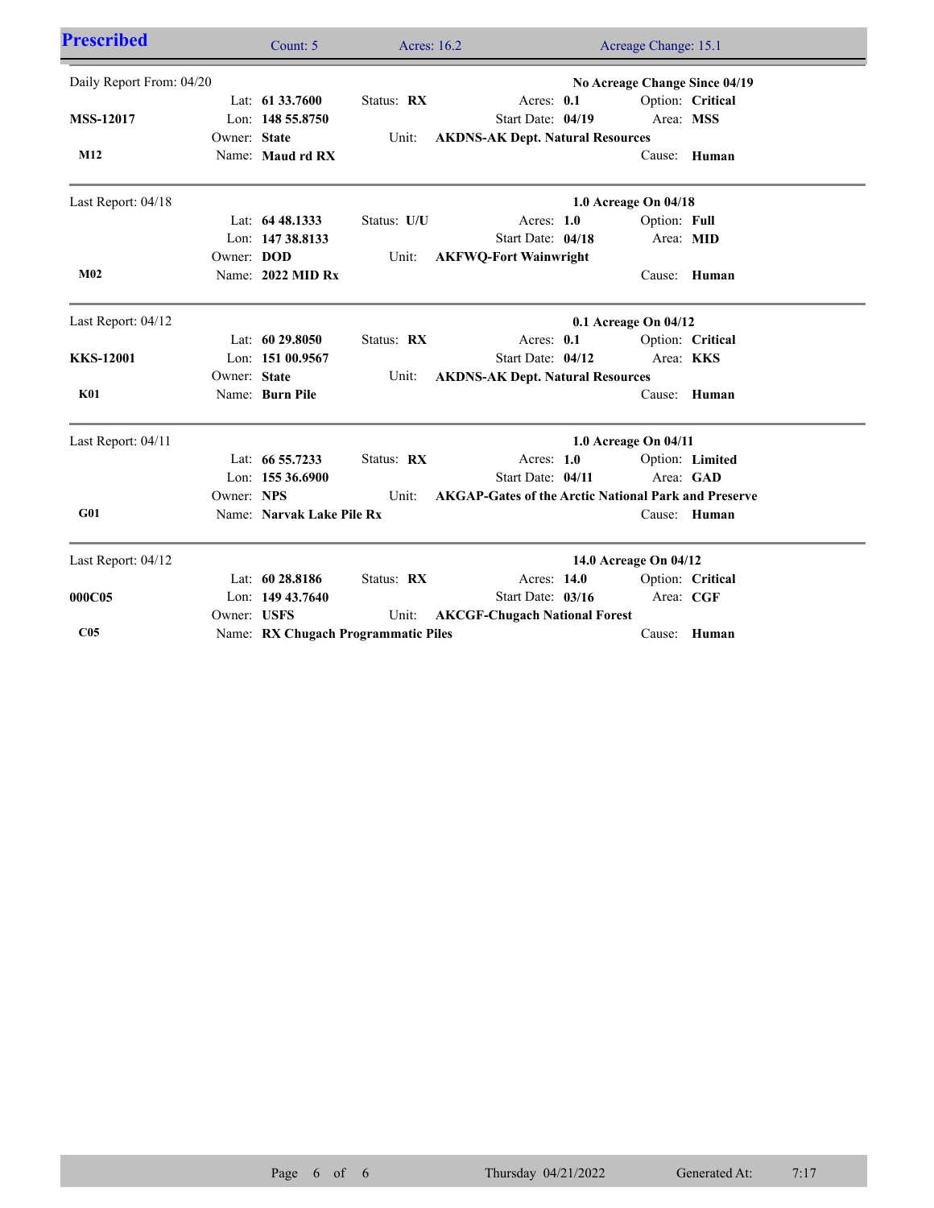## Prescribed

Count: 5 | Acres: 16.2 | Acreage Change: 15.1

---

Daily Report From: 04/20 — **No Acreage Change Since 04/19**

**MSS-12017** / **M12**

- Lat: **61 33.7600** | Status: **RX** | Acres: **0.1** | Option: **Critical**
- Lon: **148 55.8750** | Start Date: **04/19** | Area: **MSS**
- Owner: **State** | Unit: **AKDNS-AK Dept. Natural Resources**
- Name: **Maud rd RX** | Cause: **Human**

---

Last Report: 04/18 — **1.0 Acreage On 04/18**

**M02**

- Lat: **64 48.1333** | Status: **U/U** | Acres: **1.0** | Option: **Full**
- Lon: **147 38.8133** | Start Date: **04/18** | Area: **MID**
- Owner: **DOD** | Unit: **AKFWQ-Fort Wainwright**
- Name: **2022 MID Rx** | Cause: **Human**

---

Last Report: 04/12 — **0.1 Acreage On 04/12**

**KKS-12001** / **K01**

- Lat: **60 29.8050** | Status: **RX** | Acres: **0.1** | Option: **Critical**
- Lon: **151 00.9567** | Start Date: **04/12** | Area: **KKS**
- Owner: **State** | Unit: **AKDNS-AK Dept. Natural Resources**
- Name: **Burn Pile** | Cause: **Human**

---

Last Report: 04/11 — **1.0 Acreage On 04/11**

**G01**

- Lat: **66 55.7233** | Status: **RX** | Acres: **1.0** | Option: **Limited**
- Lon: **155 36.6900** | Start Date: **04/11** | Area: **GAD**
- Owner: **NPS** | Unit: **AKGAP-Gates of the Arctic National Park and Preserve**
- Name: **Narvak Lake Pile Rx** | Cause: **Human**

---

Last Report: 04/12 — **14.0 Acreage On 04/12**

**000C05** / **C05**

- Lat: **60 28.8186** | Status: **RX** | Acres: **14.0** | Option: **Critical**
- Lon: **149 43.7640** | Start Date: **03/16** | Area: **CGF**
- Owner: **USFS** | Unit: **AKCGF-Chugach National Forest**
- Name: **RX Chugach Programmatic Piles** | Cause: **Human**